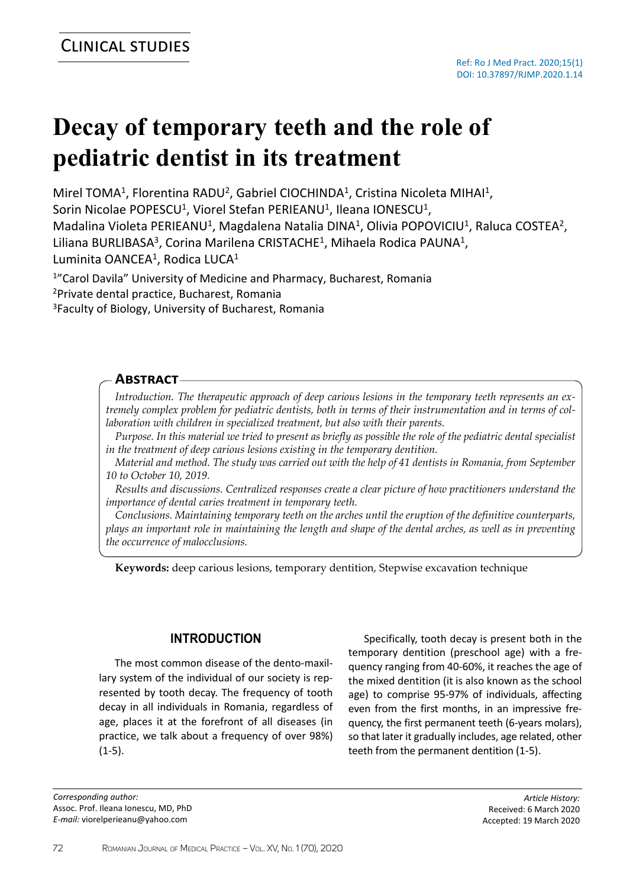CLINICAL STUDIES

Ref: Ro J Med Pract. 2020;15(1)
DOI: 10.37897/RJMP.2020.1.14

# Decay of temporary teeth and the role of pediatric dentist in its treatment

Mirel TOMA[1], Florentina RADU[2], Gabriel CIOCHINDA[1], Cristina Nicoleta MIHAI[1], Sorin Nicolae POPESCU[1], Viorel Stefan PERIEANU[1], Ileana IONESCU[1], Madalina Violeta PERIEANU[1], Magdalena Natalia DINA[1], Olivia POPOVICIU[1], Raluca COSTEA[2], Liliana BURLIBASA[3], Corina Marilena CRISTACHE[1], Mihaela Rodica PAUNA[1], Luminita OANCEA[1], Rodica LUCA[1]

[1]"Carol Davila" University of Medicine and Pharmacy, Bucharest, Romania
[2]Private dental practice, Bucharest, Romania
[3]Faculty of Biology, University of Bucharest, Romania

## Abstract

*Introduction. The therapeutic approach of deep carious lesions in the temporary teeth represents an extremely complex problem for pediatric dentists, both in terms of their instrumentation and in terms of collaboration with children in specialized treatment, but also with their parents.*

*Purpose. In this material we tried to present as briefly as possible the role of the pediatric dental specialist in the treatment of deep carious lesions existing in the temporary dentition.*

*Material and method. The study was carried out with the help of 41 dentists in Romania, from September 10 to October 10, 2019.*

*Results and discussions. Centralized responses create a clear picture of how practitioners understand the importance of dental caries treatment in temporary teeth.*

*Conclusions. Maintaining temporary teeth on the arches until the eruption of the definitive counterparts, plays an important role in maintaining the length and shape of the dental arches, as well as in preventing the occurrence of malocclusions.*

**Keywords:** deep carious lesions, temporary dentition, Stepwise excavation technique

## INTRODUCTION

The most common disease of the dento-maxillary system of the individual of our society is represented by tooth decay. The frequency of tooth decay in all individuals in Romania, regardless of age, places it at the forefront of all diseases (in practice, we talk about a frequency of over 98%) (1-5).

Specifically, tooth decay is present both in the temporary dentition (preschool age) with a frequency ranging from 40-60%, it reaches the age of the mixed dentition (it is also known as the school age) to comprise 95-97% of individuals, affecting even from the first months, in an impressive frequency, the first permanent teeth (6-years molars), so that later it gradually includes, age related, other teeth from the permanent dentition (1-5).

*Corresponding author:*
Assoc. Prof. Ileana Ionescu, MD, PhD
*E-mail:* viorelperieanu@yahoo.com

*Article History:*
Received: 6 March 2020
Accepted: 19 March 2020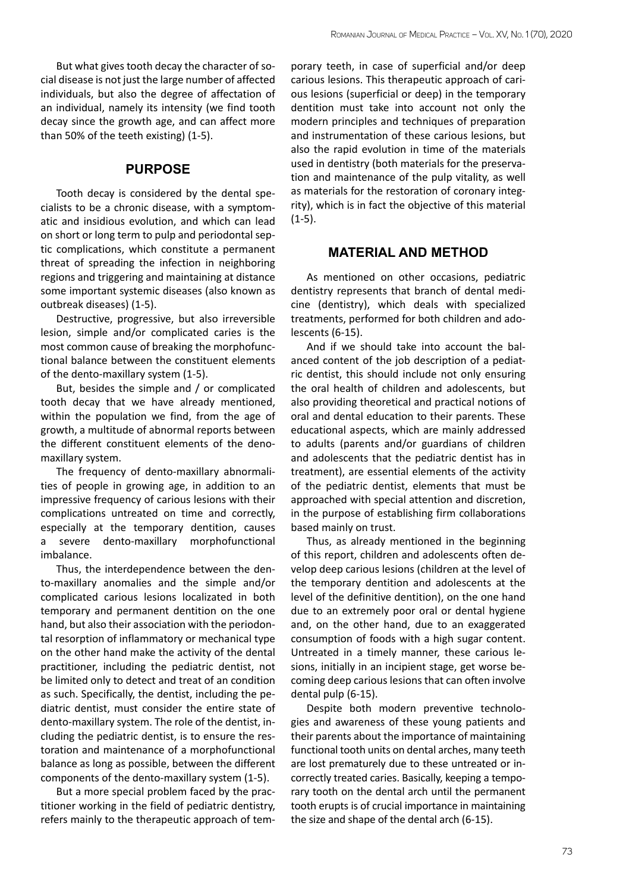But what gives tooth decay the character of social disease is not just the large number of affected individuals, but also the degree of affectation of an individual, namely its intensity (we find tooth decay since the growth age, and can affect more than 50% of the teeth existing) (1-5).

## PURPOSE

Tooth decay is considered by the dental specialists to be a chronic disease, with a symptomatic and insidious evolution, and which can lead on short or long term to pulp and periodontal septic complications, which constitute a permanent threat of spreading the infection in neighboring regions and triggering and maintaining at distance some important systemic diseases (also known as outbreak diseases) (1-5).

Destructive, progressive, but also irreversible lesion, simple and/or complicated caries is the most common cause of breaking the morphofunctional balance between the constituent elements of the dento-maxillary system (1-5).

But, besides the simple and / or complicated tooth decay that we have already mentioned, within the population we find, from the age of growth, a multitude of abnormal reports between the different constituent elements of the deno-maxillary system.

The frequency of dento-maxillary abnormalities of people in growing age, in addition to an impressive frequency of carious lesions with their complications untreated on time and correctly, especially at the temporary dentition, causes a severe dento-maxillary morphofunctional imbalance.

Thus, the interdependence between the dento-maxillary anomalies and the simple and/or complicated carious lesions localizated in both temporary and permanent dentition on the one hand, but also their association with the periodontal resorption of inflammatory or mechanical type on the other hand make the activity of the dental practitioner, including the pediatric dentist, not be limited only to detect and treat of an condition as such. Specifically, the dentist, including the pediatric dentist, must consider the entire state of dento-maxillary system. The role of the dentist, including the pediatric dentist, is to ensure the restoration and maintenance of a morphofunctional balance as long as possible, between the different components of the dento-maxillary system (1-5).

But a more special problem faced by the practitioner working in the field of pediatric dentistry, refers mainly to the therapeutic approach of temporary teeth, in case of superficial and/or deep carious lesions. This therapeutic approach of carious lesions (superficial or deep) in the temporary dentition must take into account not only the modern principles and techniques of preparation and instrumentation of these carious lesions, but also the rapid evolution in time of the materials used in dentistry (both materials for the preservation and maintenance of the pulp vitality, as well as materials for the restoration of coronary integrity), which is in fact the objective of this material (1-5).

## MATERIAL AND METHOD

As mentioned on other occasions, pediatric dentistry represents that branch of dental medicine (dentistry), which deals with specialized treatments, performed for both children and adolescents (6-15).

And if we should take into account the balanced content of the job description of a pediatric dentist, this should include not only ensuring the oral health of children and adolescents, but also providing theoretical and practical notions of oral and dental education to their parents. These educational aspects, which are mainly addressed to adults (parents and/or guardians of children and adolescents that the pediatric dentist has in treatment), are essential elements of the activity of the pediatric dentist, elements that must be approached with special attention and discretion, in the purpose of establishing firm collaborations based mainly on trust.

Thus, as already mentioned in the beginning of this report, children and adolescents often develop deep carious lesions (children at the level of the temporary dentition and adolescents at the level of the definitive dentition), on the one hand due to an extremely poor oral or dental hygiene and, on the other hand, due to an exaggerated consumption of foods with a high sugar content. Untreated in a timely manner, these carious lesions, initially in an incipient stage, get worse becoming deep carious lesions that can often involve dental pulp (6-15).

Despite both modern preventive technologies and awareness of these young patients and their parents about the importance of maintaining functional tooth units on dental arches, many teeth are lost prematurely due to these untreated or incorrectly treated caries. Basically, keeping a temporary tooth on the dental arch until the permanent tooth erupts is of crucial importance in maintaining the size and shape of the dental arch (6-15).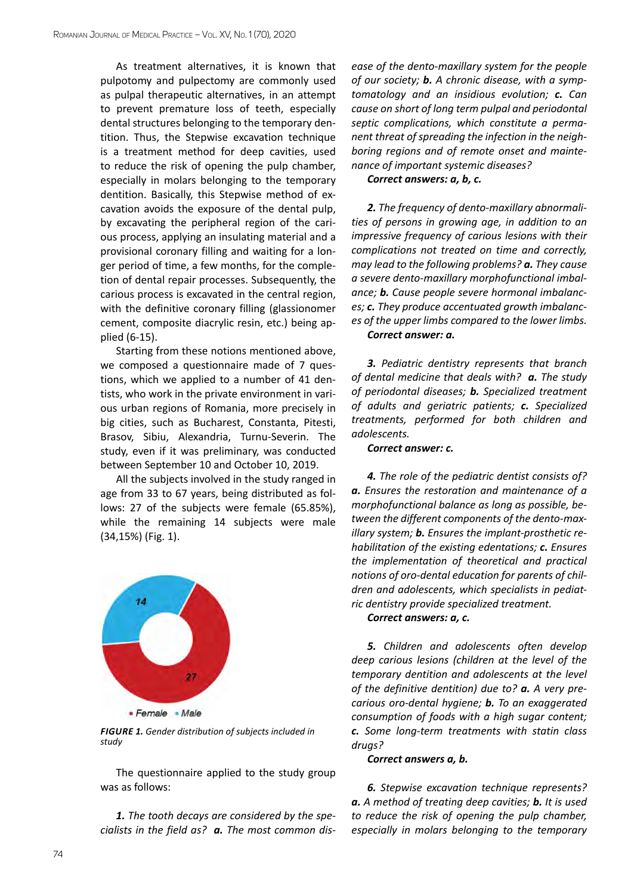As treatment alternatives, it is known that pulpotomy and pulpectomy are commonly used as pulpal therapeutic alternatives, in an attempt to prevent premature loss of teeth, especially dental structures belonging to the temporary dentition. Thus, the Stepwise excavation technique is a treatment method for deep cavities, used to reduce the risk of opening the pulp chamber, especially in molars belonging to the temporary dentition. Basically, this Stepwise method of excavation avoids the exposure of the dental pulp, by excavating the peripheral region of the carious process, applying an insulating material and a provisional coronary filling and waiting for a longer period of time, a few months, for the completion of dental repair processes. Subsequently, the carious process is excavated in the central region, with the definitive coronary filling (glassionomer cement, composite diacrylic resin, etc.) being applied (6-15).

Starting from these notions mentioned above, we composed a questionnaire made of 7 questions, which we applied to a number of 41 dentists, who work in the private environment in various urban regions of Romania, more precisely in big cities, such as Bucharest, Constanta, Pitesti, Brasov, Sibiu, Alexandria, Turnu-Severin. The study, even if it was preliminary, was conducted between September 10 and October 10, 2019.

All the subjects involved in the study ranged in age from 33 to 67 years, being distributed as follows: 27 of the subjects were female (65.85%), while the remaining 14 subjects were male (34,15%) (Fig. 1).

***FIGURE 1.*** *Gender distribution of subjects included in study*

The questionnaire applied to the study group was as follows:

***1.*** *The tooth decays are considered by the specialists in the field as?* ***a.*** *The most common disease of the dento-maxillary system for the people of our society;* ***b.*** *A chronic disease, with a symptomatology and an insidious evolution;* ***c.*** *Can cause on short of long term pulpal and periodontal septic complications, which constitute a permanent threat of spreading the infection in the neighboring regions and of remote onset and maintenance of important systemic diseases?*

***Correct answers: a, b, c.***

***2.*** *The frequency of dento-maxillary abnormalities of persons in growing age, in addition to an impressive frequency of carious lesions with their complications not treated on time and correctly, may lead to the following problems?* ***a.*** *They cause a severe dento-maxillary morphofunctional imbalance;* ***b.*** *Cause people severe hormonal imbalances;* ***c.*** *They produce accentuated growth imbalances of the upper limbs compared to the lower limbs.*

***Correct answer: a.***

***3.*** *Pediatric dentistry represents that branch of dental medicine that deals with?* ***a.*** *The study of periodontal diseases;* ***b.*** *Specialized treatment of adults and geriatric patients;* ***c.*** *Specialized treatments, performed for both children and adolescents.*

***Correct answer: c.***

***4.*** *The role of the pediatric dentist consists of?* ***a.*** *Ensures the restoration and maintenance of a morphofunctional balance as long as possible, between the different components of the dento-maxillary system;* ***b.*** *Ensures the implant-prosthetic rehabilitation of the existing edentations; Ensures* ***c.*** *the implementation of theoretical and practical notions of oro-dental education for parents of children and adolescents, which specialists in pediatric dentistry provide specialized treatment.*

***Correct answers: a, c.***

***5.*** *Children and adolescents often develop deep carious lesions (children at the level of the temporary dentition and adolescents at the level of the definitive dentition) due to?* ***a.*** *A very precarious oro-dental hygiene;* ***b.*** *To an exaggerated consumption of foods with a high sugar content;* ***c.*** *Some long-term treatments with statin class drugs?*

***Correct answers a, b.***

***6.*** *Stepwise excavation technique represents?* ***a.*** *A method of treating deep cavities;* ***b.*** *It is used to reduce the risk of opening the pulp chamber, especially in molars belonging to the temporary*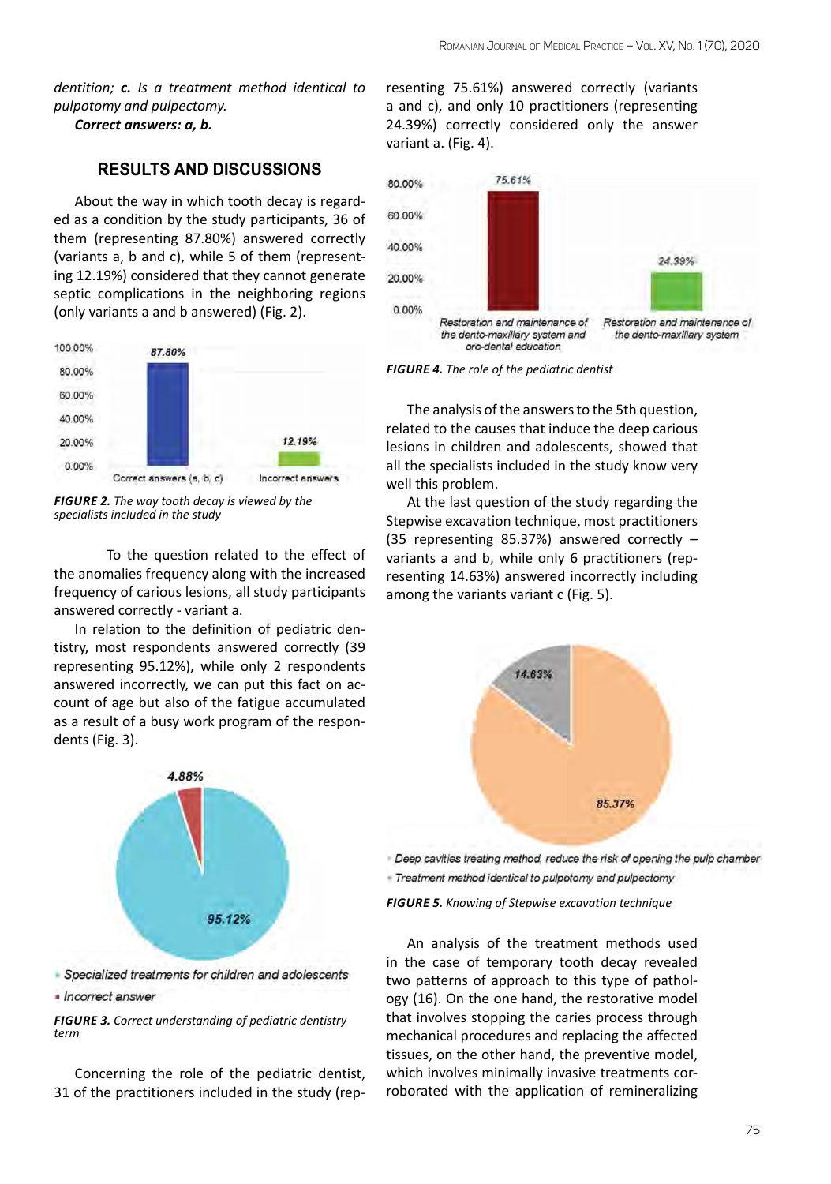dentition; **c.** *Is a treatment method identical to pulpotomy and pulpectomy.*

***Correct answers: a, b.***

## RESULTS AND DISCUSSIONS

About the way in which tooth decay is regarded as a condition by the study participants, 36 of them (representing 87.80%) answered correctly (variants a, b and c), while 5 of them (representing 12.19%) considered that they cannot generate septic complications in the neighboring regions (only variants a and b answered) (Fig. 2).

***FIGURE 2.*** *The way tooth decay is viewed by the specialists included in the study*

To the question related to the effect of the anomalies frequency along with the increased frequency of carious lesions, all study participants answered correctly - variant a.

In relation to the definition of pediatric dentistry, most respondents answered correctly (39 representing 95.12%), while only 2 respondents answered incorrectly, we can put this fact on account of age but also of the fatigue accumulated as a result of a busy work program of the respondents (Fig. 3).

***FIGURE 3.*** *Correct understanding of pediatric dentistry term*

Concerning the role of the pediatric dentist, 31 of the practitioners included in the study (representing 75.61%) answered correctly (variants a and c), and only 10 practitioners (representing 24.39%) correctly considered only the answer variant a. (Fig. 4).

***FIGURE 4.*** *The role of the pediatric dentist*

The analysis of the answers to the 5th question, related to the causes that induce the deep carious lesions in children and adolescents, showed that all the specialists included in the study know very well this problem.

At the last question of the study regarding the Stepwise excavation technique, most practitioners (35 representing 85.37%) answered correctly – variants a and b, while only 6 practitioners (representing 14.63%) answered incorrectly including among the variants variant c (Fig. 5).

***FIGURE 5.*** *Knowing of Stepwise excavation technique*

An analysis of the treatment methods used in the case of temporary tooth decay revealed two patterns of approach to this type of pathology (16). On the one hand, the restorative model that involves stopping the caries process through mechanical procedures and replacing the affected tissues, on the other hand, the preventive model, which involves minimally invasive treatments corroborated with the application of remineralizing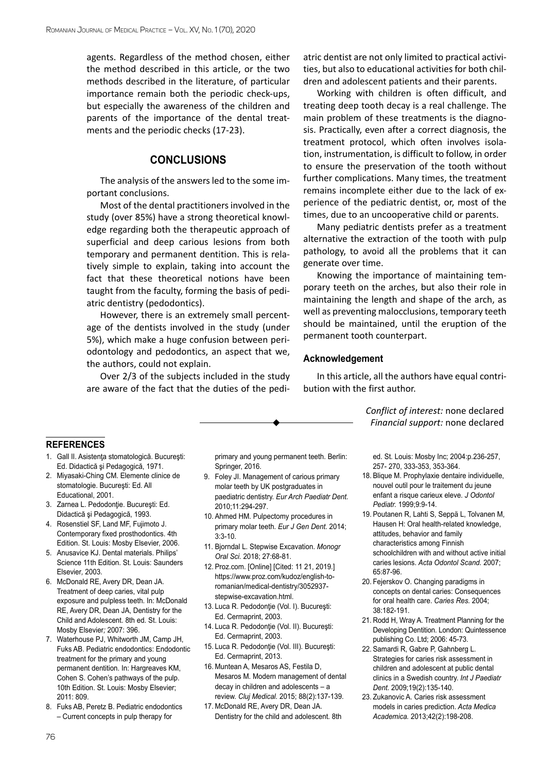agents. Regardless of the method chosen, either the method described in this article, or the two methods described in the literature, of particular importance remain both the periodic check-ups, but especially the awareness of the children and parents of the importance of the dental treatments and the periodic checks (17-23).

## CONCLUSIONS

The analysis of the answers led to the some important conclusions.

Most of the dental practitioners involved in the study (over 85%) have a strong theoretical knowledge regarding both the therapeutic approach of superficial and deep carious lesions from both temporary and permanent dentition. This is relatively simple to explain, taking into account the fact that these theoretical notions have been taught from the faculty, forming the basis of pediatric dentistry (pedodontics).

However, there is an extremely small percentage of the dentists involved in the study (under 5%), which make a huge confusion between periodontology and pedodontics, an aspect that we, the authors, could not explain.

Over 2/3 of the subjects included in the study are aware of the fact that the duties of the pediatric dentist are not only limited to practical activities, but also to educational activities for both children and adolescent patients and their parents.

Working with children is often difficult, and treating deep tooth decay is a real challenge. The main problem of these treatments is the diagnosis. Practically, even after a correct diagnosis, the treatment protocol, which often involves isolation, instrumentation, is difficult to follow, in order to ensure the preservation of the tooth without further complications. Many times, the treatment remains incomplete either due to the lack of experience of the pediatric dentist, or, most of the times, due to an uncooperative child or parents.

Many pediatric dentists prefer as a treatment alternative the extraction of the tooth with pulp pathology, to avoid all the problems that it can generate over time.

Knowing the importance of maintaining temporary teeth on the arches, but also their role in maintaining the length and shape of the arch, as well as preventing malocclusions, temporary teeth should be maintained, until the eruption of the permanent tooth counterpart.

### Acknowledgement

In this article, all the authors have equal contribution with the first author.

*Conflict of interest:* none declared
*Financial support:* none declared

## REFERENCES

1. Gall II. Asistenţa stomatologică. Bucureşti: Ed. Didactică şi Pedagogică, 1971.
2. Miyasaki-Ching CM. Elemente clinice de stomatologie. Bucureşti: Ed. All Educational, 2001.
3. Zarnea L. Pedodonţie. Bucureşti: Ed. Didactică şi Pedagogică, 1993.
4. Rosenstiel SF, Land MF, Fujimoto J. Contemporary fixed prosthodontics. 4th Edition. St. Louis: Mosby Elsevier, 2006.
5. Anusavice KJ. Dental materials. Philips' Science 11th Edition. St. Louis: Saunders Elsevier, 2003.
6. McDonald RE, Avery DR, Dean JA. Treatment of deep caries, vital pulp exposure and pulpless teeth. In: McDonald RE, Avery DR, Dean JA, Dentistry for the Child and Adolescent. 8th ed. St. Louis: Mosby Elsevier; 2007: 396.
7. Waterhouse PJ, Whitworth JM, Camp JH, Fuks AB. Pediatric endodontics: Endodontic treatment for the primary and young permanent dentition. In: Hargreaves KM, Cohen S. Cohen's pathways of the pulp. 10th Edition. St. Louis: Mosby Elsevier; 2011: 809.
8. Fuks AB, Peretz B. Pediatric endodontics – Current concepts in pulp therapy for primary and young permanent teeth. Berlin: Springer, 2016.
9. Foley JI. Management of carious primary molar teeth by UK postgraduates in paediatric dentistry. *Eur Arch Paediatr Dent.* 2010;11:294-297.
10. Ahmed HM. Pulpectomy procedures in primary molar teeth. *Eur J Gen Dent.* 2014; 3:3-10.
11. Bjorndal L. Stepwise Excavation. *Monogr Oral Sci.* 2018; 27:68-81.
12. Proz.com. [Online] [Cited: 11 21, 2019.] https://www.proz.com/kudoz/english-to-romanian/medical-dentistry/3052937-stepwise-excavation.html.
13. Luca R. Pedodonţie (Vol. I). Bucureşti: Ed. Cermaprint, 2003.
14. Luca R. Pedodonţie (Vol. II). Bucureşti: Ed. Cermaprint, 2003.
15. Luca R. Pedodonţie (Vol. III). Bucureşti: Ed. Cermaprint, 2013.
16. Muntean A, Mesaros AS, Festila D, Mesaros M. Modern management of dental decay in children and adolescents – a review. *Cluj Medical.* 2015; 88(2):137-139.
17. McDonald RE, Avery DR, Dean JA. Dentistry for the child and adolescent. 8th ed. St. Louis: Mosby Inc; 2004:p.236-257, 257- 270, 333-353, 353-364.
18. Blique M. Prophylaxie dentaire individuelle, nouvel outil pour le traitement du jeune enfant a risque carieux eleve. *J Odontol Pediatr.* 1999;9:9-14.
19. Poutanen R, Lahti S, Seppä L, Tolvanen M, Hausen H: Oral health-related knowledge, attitudes, behavior and family characteristics among Finnish schoolchildren with and without active initial caries lesions. *Acta Odontol Scand.* 2007; 65:87-96.
20. Fejerskov O. Changing paradigms in concepts on dental caries: Consequences for oral health care. *Caries Res.* 2004; 38:182-191.
21. Rodd H, Wray A. Treatment Planning for the Developing Dentition. London: Quintessence publishing Co. Ltd; 2006: 45-73.
22. Samardi R, Gabre P, Gahnberg L. Strategies for caries risk assessment in children and adolescent at public dental clinics in a Swedish country. *Int J Paediatr Dent.* 2009;19(2):135-140.
23. Zukanovic A. Caries risk assessment models in caries prediction. *Acta Medica Academica.* 2013;42(2):198-208.